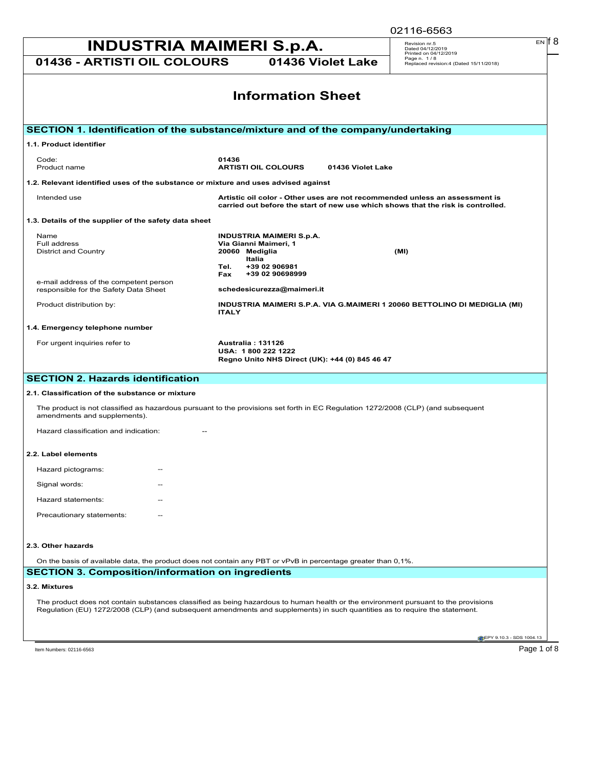# INDUSTRIA MAIMERI S.p.A.

**01436 - ARTISTI OIL COLOURS** **01436 Violet Lake**

Revision nr.5
Dated 04/12/2019
Printed on 04/12/2019
Page n. 1 / 8
Replaced revision:4 (Dated 15/11/2018)

## Information Sheet

## SECTION 1. Identification of the substance/mixture and of the company/undertaking

### 1.1. Product identifier

| | |
|---|---|
| Code: | **01436** |
| Product name | **ARTISTI OIL COLOURS 01436 Violet Lake** |

### 1.2. Relevant identified uses of the substance or mixture and uses advised against

| | |
|---|---|
| Intended use | **Artistic oil color - Other uses are not recommended unless an assessment is carried out before the start of new use which shows that the risk is controlled.** |

### 1.3. Details of the supplier of the safety data sheet

| | |
|---|---|
| Name | **INDUSTRIA MAIMERI S.p.A.** |
| Full address | **Via Gianni Maimeri, 1** |
| District and Country | **20060 Mediglia (MI)**<br>**Italia**<br>**Tel. +39 02 906981**<br>**Fax +39 02 90698999** |
| e-mail address of the competent person responsible for the Safety Data Sheet | **schedesicurezza@maimeri.it** |
| Product distribution by: | **INDUSTRIA MAIMERI S.P.A. VIA G.MAIMERI 1 20060 BETTOLINO DI MEDIGLIA (MI) ITALY** |

### 1.4. Emergency telephone number

| | |
|---|---|
| For urgent inquiries refer to | **Australia : 131126**<br>**USA: 1 800 222 1222**<br>**Regno Unito NHS Direct (UK): +44 (0) 845 46 47** |

## SECTION 2. Hazards identification

### 2.1. Classification of the substance or mixture

The product is not classified as hazardous pursuant to the provisions set forth in EC Regulation 1272/2008 (CLP) (and subsequent amendments and supplements).

Hazard classification and indication: --

### 2.2. Label elements

Hazard pictograms: --

Signal words: --

Hazard statements: --

Precautionary statements: --

### 2.3. Other hazards

On the basis of available data, the product does not contain any PBT or vPvB in percentage greater than 0,1%.

## SECTION 3. Composition/information on ingredients

### 3.2. Mixtures

The product does not contain substances classified as being hazardous to human health or the environment pursuant to the provisions Regulation (EU) 1272/2008 (CLP) (and subsequent amendments and supplements) in such quantities as to require the statement.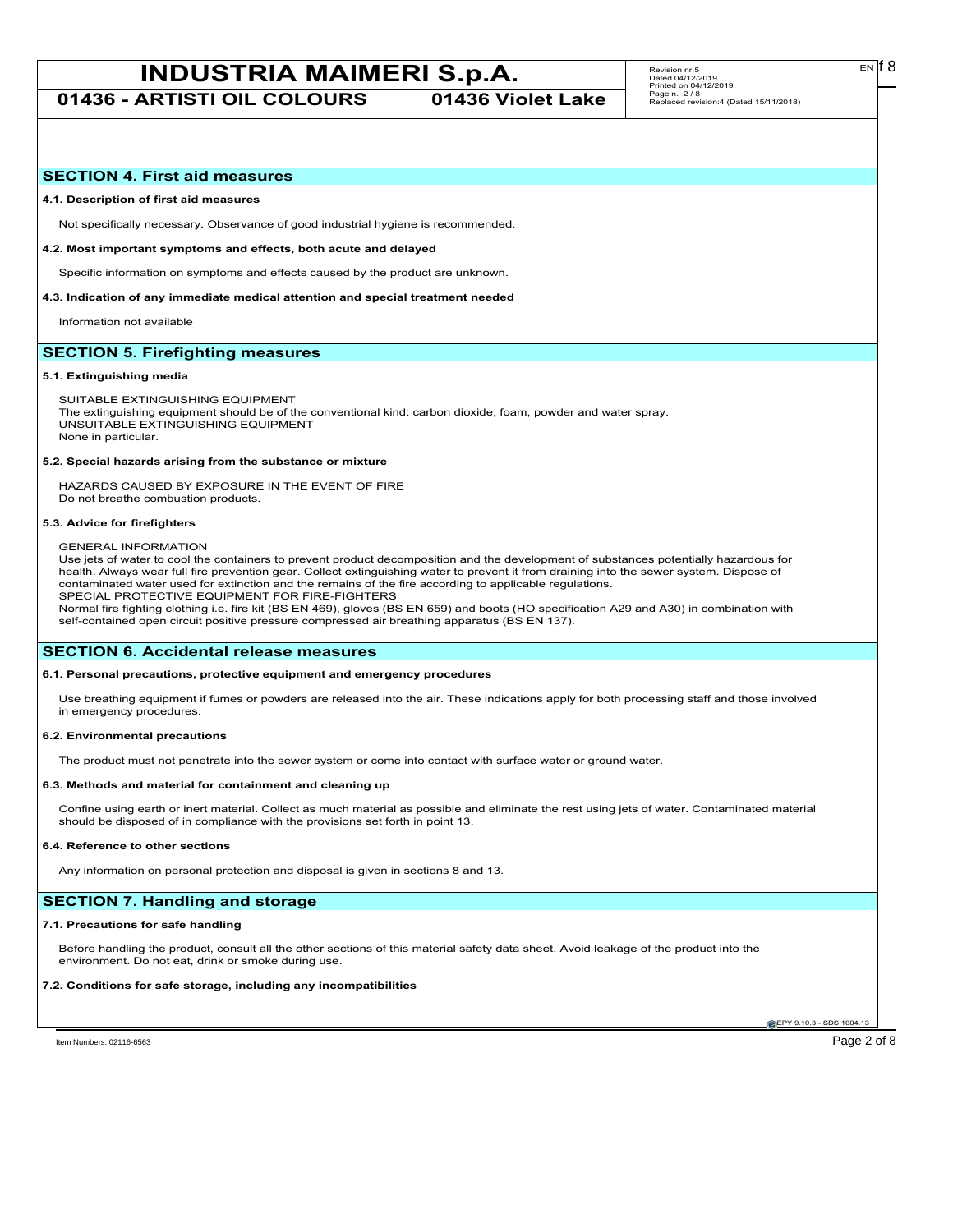## SECTION 4. First aid measures

### 4.1. Description of first aid measures

Not specifically necessary. Observance of good industrial hygiene is recommended.

### 4.2. Most important symptoms and effects, both acute and delayed

Specific information on symptoms and effects caused by the product are unknown.

### 4.3. Indication of any immediate medical attention and special treatment needed

Information not available

## SECTION 5. Firefighting measures

### 5.1. Extinguishing media

SUITABLE EXTINGUISHING EQUIPMENT
The extinguishing equipment should be of the conventional kind: carbon dioxide, foam, powder and water spray.
UNSUITABLE EXTINGUISHING EQUIPMENT
None in particular.

### 5.2. Special hazards arising from the substance or mixture

HAZARDS CAUSED BY EXPOSURE IN THE EVENT OF FIRE
Do not breathe combustion products.

### 5.3. Advice for firefighters

GENERAL INFORMATION
Use jets of water to cool the containers to prevent product decomposition and the development of substances potentially hazardous for health. Always wear full fire prevention gear. Collect extinguishing water to prevent it from draining into the sewer system. Dispose of contaminated water used for extinction and the remains of the fire according to applicable regulations.
SPECIAL PROTECTIVE EQUIPMENT FOR FIRE-FIGHTERS
Normal fire fighting clothing i.e. fire kit (BS EN 469), gloves (BS EN 659) and boots (HO specification A29 and A30) in combination with self-contained open circuit positive pressure compressed air breathing apparatus (BS EN 137).

## SECTION 6. Accidental release measures

### 6.1. Personal precautions, protective equipment and emergency procedures

Use breathing equipment if fumes or powders are released into the air. These indications apply for both processing staff and those involved in emergency procedures.

### 6.2. Environmental precautions

The product must not penetrate into the sewer system or come into contact with surface water or ground water.

### 6.3. Methods and material for containment and cleaning up

Confine using earth or inert material. Collect as much material as possible and eliminate the rest using jets of water. Contaminated material should be disposed of in compliance with the provisions set forth in point 13.

### 6.4. Reference to other sections

Any information on personal protection and disposal is given in sections 8 and 13.

## SECTION 7. Handling and storage

### 7.1. Precautions for safe handling

Before handling the product, consult all the other sections of this material safety data sheet. Avoid leakage of the product into the environment. Do not eat, drink or smoke during use.

### 7.2. Conditions for safe storage, including any incompatibilities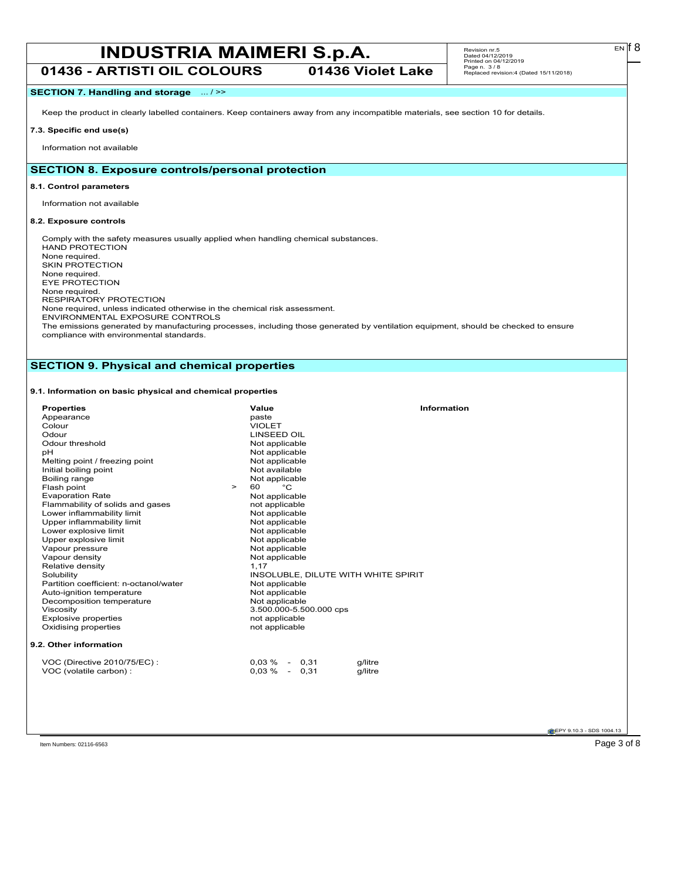## SECTION 7. Handling and storage ... / >>

Keep the product in clearly labelled containers. Keep containers away from any incompatible materials, see section 10 for details.

### 7.3. Specific end use(s)

Information not available

## SECTION 8. Exposure controls/personal protection

### 8.1. Control parameters

Information not available

### 8.2. Exposure controls

Comply with the safety measures usually applied when handling chemical substances.
HAND PROTECTION
None required.
SKIN PROTECTION
None required.
EYE PROTECTION
None required.
RESPIRATORY PROTECTION
None required, unless indicated otherwise in the chemical risk assessment.
ENVIRONMENTAL EXPOSURE CONTROLS
The emissions generated by manufacturing processes, including those generated by ventilation equipment, should be checked to ensure compliance with environmental standards.

## SECTION 9. Physical and chemical properties

### 9.1. Information on basic physical and chemical properties

| Properties | Value | Information |
|---|---|---|
| Appearance | paste | |
| Colour | VIOLET | |
| Odour | LINSEED OIL | |
| Odour threshold | Not applicable | |
| pH | Not applicable | |
| Melting point / freezing point | Not applicable | |
| Initial boiling point | Not available | |
| Boiling range | Not applicable | |
| Flash point | > 60 °C | |
| Evaporation Rate | Not applicable | |
| Flammability of solids and gases | not applicable | |
| Lower inflammability limit | Not applicable | |
| Upper inflammability limit | Not applicable | |
| Lower explosive limit | Not applicable | |
| Upper explosive limit | Not applicable | |
| Vapour pressure | Not applicable | |
| Vapour density | Not applicable | |
| Relative density | 1,17 | |
| Solubility | INSOLUBLE, DILUTE WITH WHITE SPIRIT | |
| Partition coefficient: n-octanol/water | Not applicable | |
| Auto-ignition temperature | Not applicable | |
| Decomposition temperature | Not applicable | |
| Viscosity | 3.500.000-5.500.000 cps | |
| Explosive properties | not applicable | |
| Oxidising properties | not applicable | |

### 9.2. Other information

| | | |
|---|---|---|
| VOC (Directive 2010/75/EC) : | 0,03 % - 0,31 | g/litre |
| VOC (volatile carbon) : | 0,03 % - 0,31 | g/litre |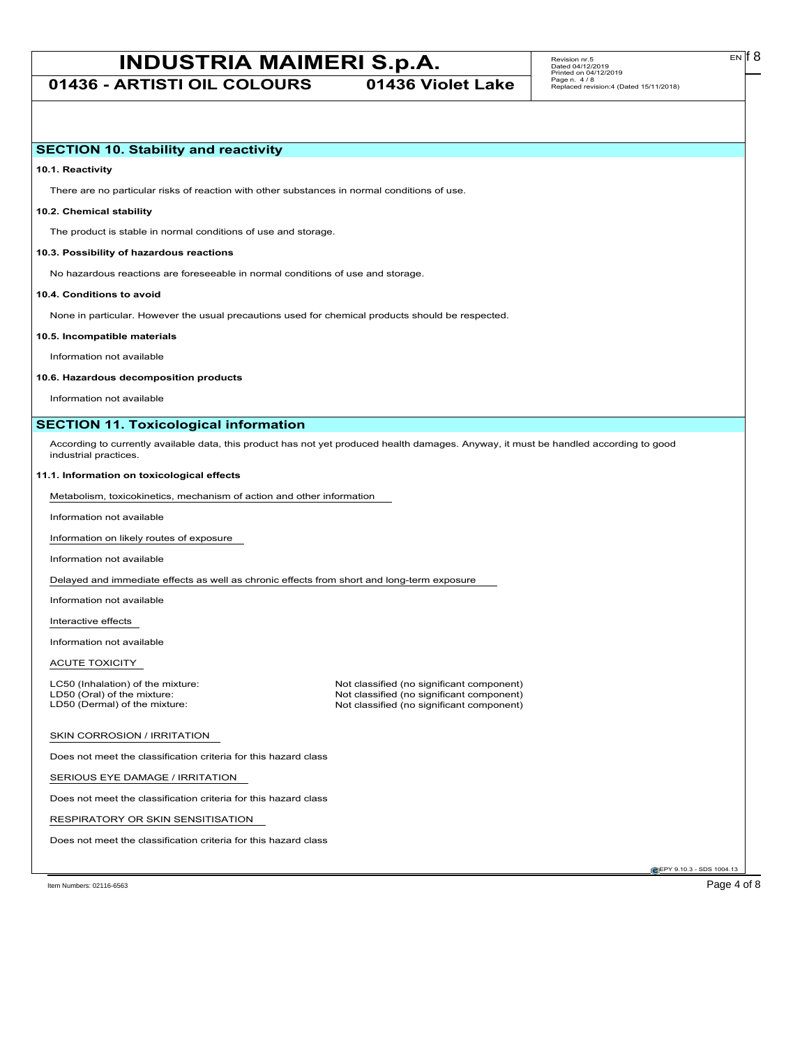## SECTION 10. Stability and reactivity

**10.1. Reactivity**

There are no particular risks of reaction with other substances in normal conditions of use.

**10.2. Chemical stability**

The product is stable in normal conditions of use and storage.

**10.3. Possibility of hazardous reactions**

No hazardous reactions are foreseeable in normal conditions of use and storage.

**10.4. Conditions to avoid**

None in particular. However the usual precautions used for chemical products should be respected.

**10.5. Incompatible materials**

Information not available

**10.6. Hazardous decomposition products**

Information not available

## SECTION 11. Toxicological information

According to currently available data, this product has not yet produced health damages. Anyway, it must be handled according to good industrial practices.

**11.1. Information on toxicological effects**

Metabolism, toxicokinetics, mechanism of action and other information

Information not available

Information on likely routes of exposure

Information not available

Delayed and immediate effects as well as chronic effects from short and long-term exposure

Information not available

Interactive effects

Information not available

ACUTE TOXICITY

| | |
|---|---|
| LC50 (Inhalation) of the mixture: | Not classified (no significant component) |
| LD50 (Oral) of the mixture: | Not classified (no significant component) |
| LD50 (Dermal) of the mixture: | Not classified (no significant component) |

SKIN CORROSION / IRRITATION

Does not meet the classification criteria for this hazard class

SERIOUS EYE DAMAGE / IRRITATION

Does not meet the classification criteria for this hazard class

RESPIRATORY OR SKIN SENSITISATION

Does not meet the classification criteria for this hazard class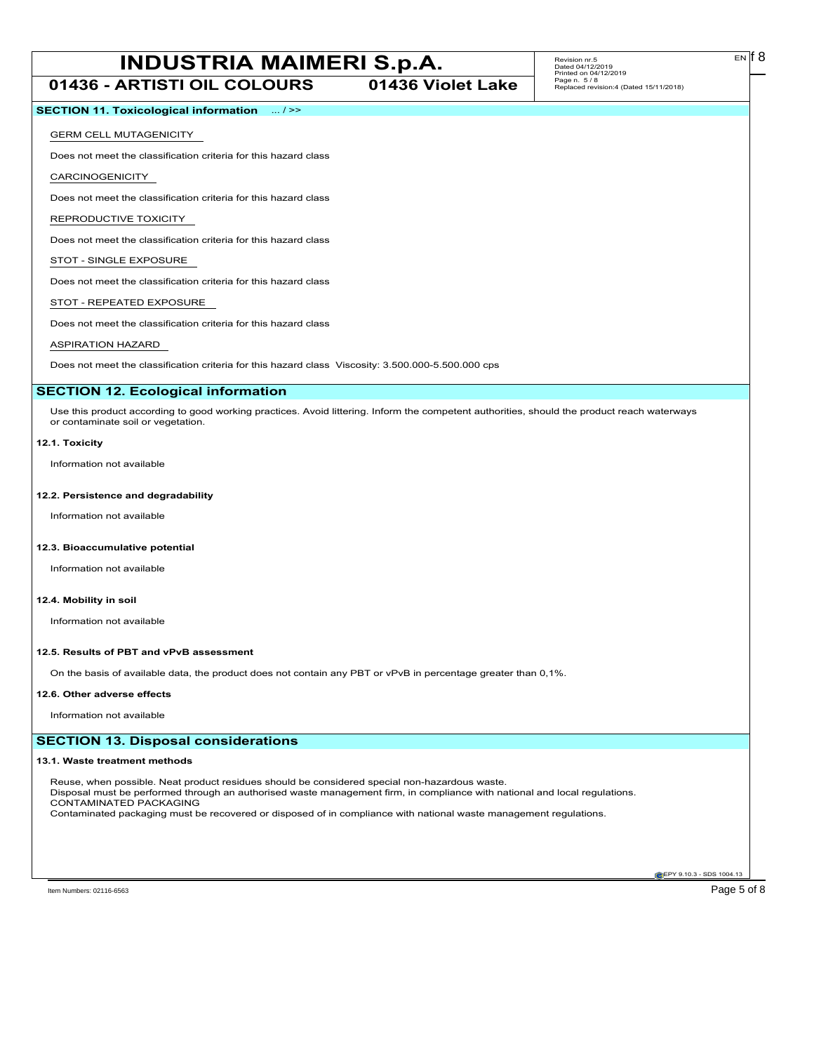## SECTION 11. Toxicological information ... / >>

GERM CELL MUTAGENICITY

Does not meet the classification criteria for this hazard class

CARCINOGENICITY

Does not meet the classification criteria for this hazard class

REPRODUCTIVE TOXICITY

Does not meet the classification criteria for this hazard class

STOT - SINGLE EXPOSURE

Does not meet the classification criteria for this hazard class

STOT - REPEATED EXPOSURE

Does not meet the classification criteria for this hazard class

ASPIRATION HAZARD

Does not meet the classification criteria for this hazard class Viscosity: 3.500.000-5.500.000 cps

## SECTION 12. Ecological information

Use this product according to good working practices. Avoid littering. Inform the competent authorities, should the product reach waterways or contaminate soil or vegetation.

### 12.1. Toxicity

Information not available

### 12.2. Persistence and degradability

Information not available

### 12.3. Bioaccumulative potential

Information not available

### 12.4. Mobility in soil

Information not available

### 12.5. Results of PBT and vPvB assessment

On the basis of available data, the product does not contain any PBT or vPvB in percentage greater than 0,1%.

### 12.6. Other adverse effects

Information not available

## SECTION 13. Disposal considerations

### 13.1. Waste treatment methods

Reuse, when possible. Neat product residues should be considered special non-hazardous waste.
Disposal must be performed through an authorised waste management firm, in compliance with national and local regulations.
CONTAMINATED PACKAGING
Contaminated packaging must be recovered or disposed of in compliance with national waste management regulations.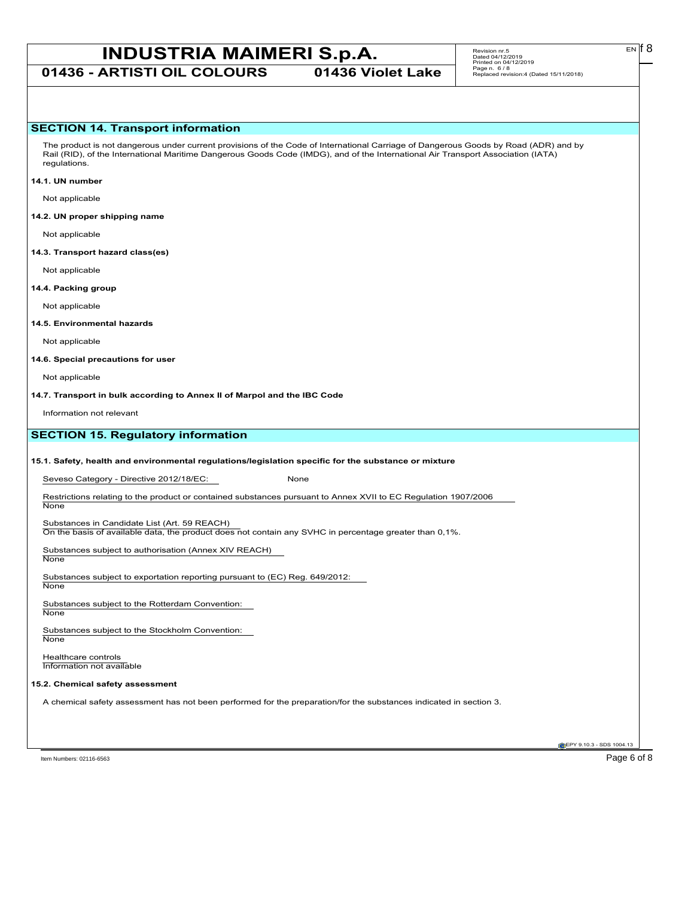## SECTION 14. Transport information

The product is not dangerous under current provisions of the Code of International Carriage of Dangerous Goods by Road (ADR) and by Rail (RID), of the International Maritime Dangerous Goods Code (IMDG), and of the International Air Transport Association (IATA) regulations.

**14.1. UN number**

Not applicable

**14.2. UN proper shipping name**

Not applicable

**14.3. Transport hazard class(es)**

Not applicable

**14.4. Packing group**

Not applicable

**14.5. Environmental hazards**

Not applicable

**14.6. Special precautions for user**

Not applicable

**14.7. Transport in bulk according to Annex II of Marpol and the IBC Code**

Information not relevant

## SECTION 15. Regulatory information

**15.1. Safety, health and environmental regulations/legislation specific for the substance or mixture**

Seveso Category - Directive 2012/18/EC: None

Restrictions relating to the product or contained substances pursuant to Annex XVII to EC Regulation 1907/2006
None

Substances in Candidate List (Art. 59 REACH)
On the basis of available data, the product does not contain any SVHC in percentage greater than 0,1%.

Substances subject to authorisation (Annex XIV REACH)
None

Substances subject to exportation reporting pursuant to (EC) Reg. 649/2012:
None

Substances subject to the Rotterdam Convention:
None

Substances subject to the Stockholm Convention:
None

Healthcare controls
Information not available

**15.2. Chemical safety assessment**

A chemical safety assessment has not been performed for the preparation/for the substances indicated in section 3.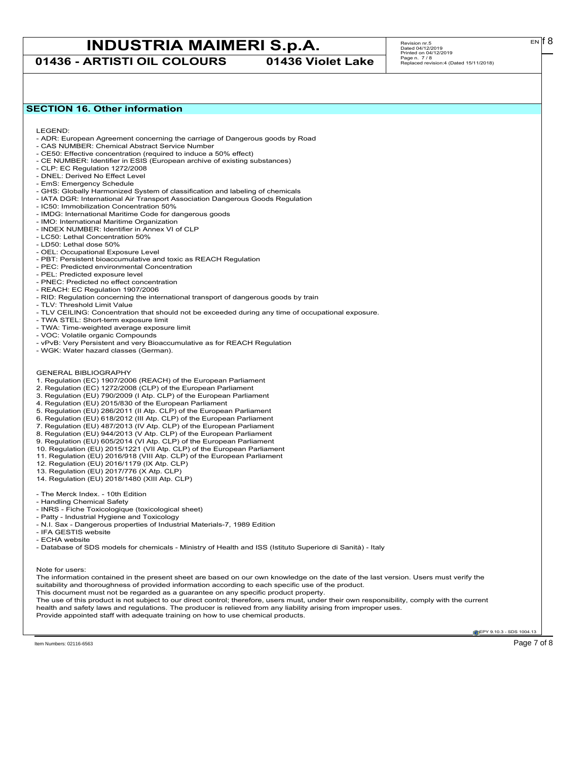## SECTION 16. Other information

LEGEND:

- ADR: European Agreement concerning the carriage of Dangerous goods by Road
- CAS NUMBER: Chemical Abstract Service Number
- CE50: Effective concentration (required to induce a 50% effect)
- CE NUMBER: Identifier in ESIS (European archive of existing substances)
- CLP: EC Regulation 1272/2008
- DNEL: Derived No Effect Level
- EmS: Emergency Schedule
- GHS: Globally Harmonized System of classification and labeling of chemicals
- IATA DGR: International Air Transport Association Dangerous Goods Regulation
- IC50: Immobilization Concentration 50%
- IMDG: International Maritime Code for dangerous goods
- IMO: International Maritime Organization
- INDEX NUMBER: Identifier in Annex VI of CLP
- LC50: Lethal Concentration 50%
- LD50: Lethal dose 50%
- OEL: Occupational Exposure Level
- PBT: Persistent bioaccumulative and toxic as REACH Regulation
- PEC: Predicted environmental Concentration
- PEL: Predicted exposure level
- PNEC: Predicted no effect concentration
- REACH: EC Regulation 1907/2006
- RID: Regulation concerning the international transport of dangerous goods by train
- TLV: Threshold Limit Value
- TLV CEILING: Concentration that should not be exceeded during any time of occupational exposure.
- TWA STEL: Short-term exposure limit
- TWA: Time-weighted average exposure limit
- VOC: Volatile organic Compounds
- vPvB: Very Persistent and very Bioaccumulative as for REACH Regulation
- WGK: Water hazard classes (German).

GENERAL BIBLIOGRAPHY

1. Regulation (EC) 1907/2006 (REACH) of the European Parliament
2. Regulation (EC) 1272/2008 (CLP) of the European Parliament
3. Regulation (EU) 790/2009 (I Atp. CLP) of the European Parliament
4. Regulation (EU) 2015/830 of the European Parliament
5. Regulation (EU) 286/2011 (II Atp. CLP) of the European Parliament
6. Regulation (EU) 618/2012 (III Atp. CLP) of the European Parliament
7. Regulation (EU) 487/2013 (IV Atp. CLP) of the European Parliament
8. Regulation (EU) 944/2013 (V Atp. CLP) of the European Parliament
9. Regulation (EU) 605/2014 (VI Atp. CLP) of the European Parliament
10. Regulation (EU) 2015/1221 (VII Atp. CLP) of the European Parliament
11. Regulation (EU) 2016/918 (VIII Atp. CLP) of the European Parliament
12. Regulation (EU) 2016/1179 (IX Atp. CLP)
13. Regulation (EU) 2017/776 (X Atp. CLP)
14. Regulation (EU) 2018/1480 (XIII Atp. CLP)

- The Merck Index. - 10th Edition
- Handling Chemical Safety
- INRS - Fiche Toxicologique (toxicological sheet)
- Patty - Industrial Hygiene and Toxicology
- N.I. Sax - Dangerous properties of Industrial Materials-7, 1989 Edition
- IFA GESTIS website
- ECHA website
- Database of SDS models for chemicals - Ministry of Health and ISS (Istituto Superiore di Sanità) - Italy

Note for users:
The information contained in the present sheet are based on our own knowledge on the date of the last version. Users must verify the suitability and thoroughness of provided information according to each specific use of the product.
This document must not be regarded as a guarantee on any specific product property.
The use of this product is not subject to our direct control; therefore, users must, under their own responsibility, comply with the current health and safety laws and regulations. The producer is relieved from any liability arising from improper uses.
Provide appointed staff with adequate training on how to use chemical products.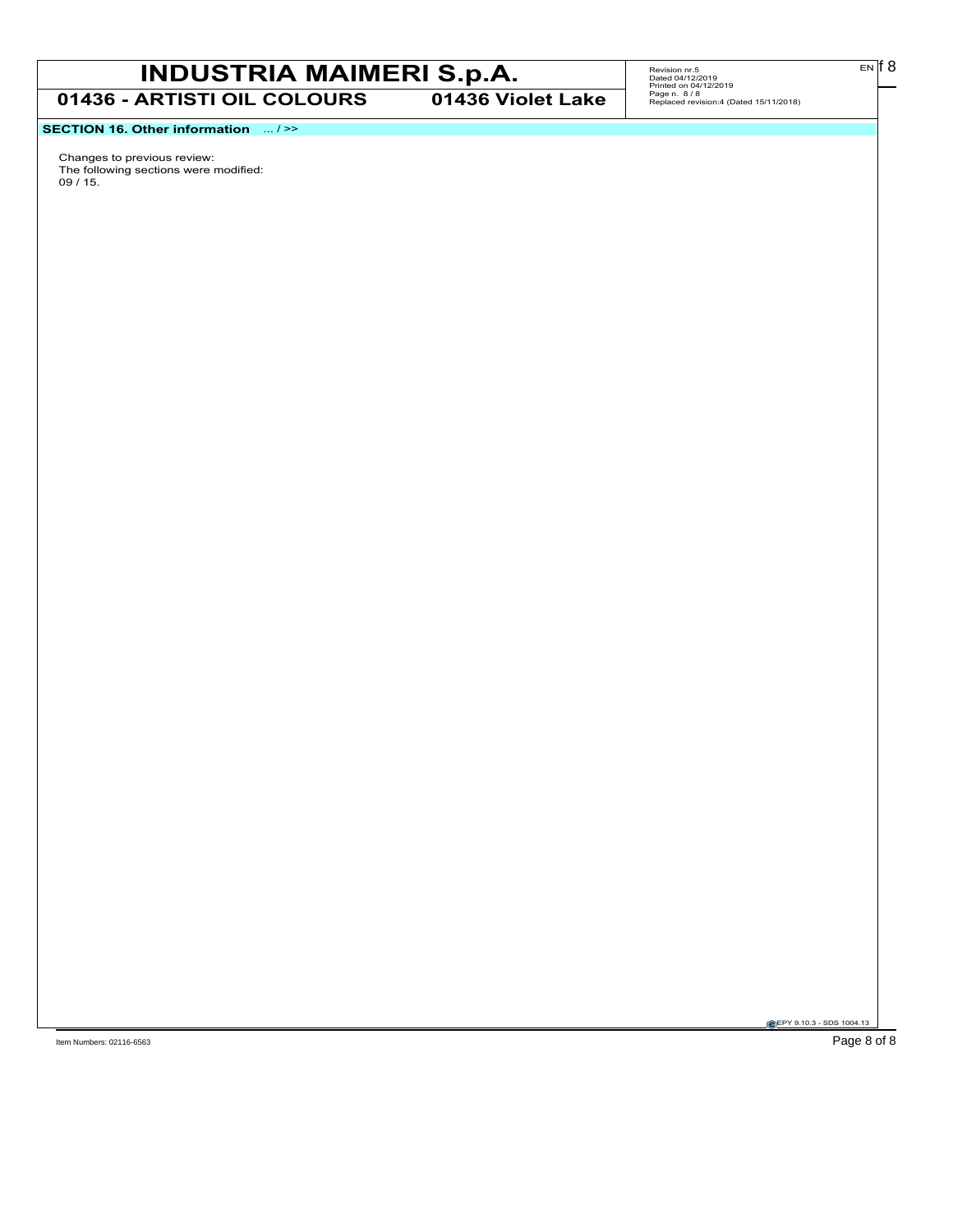**SECTION 16. Other information** ... / >>

Changes to previous review:
The following sections were modified:
09 / 15.